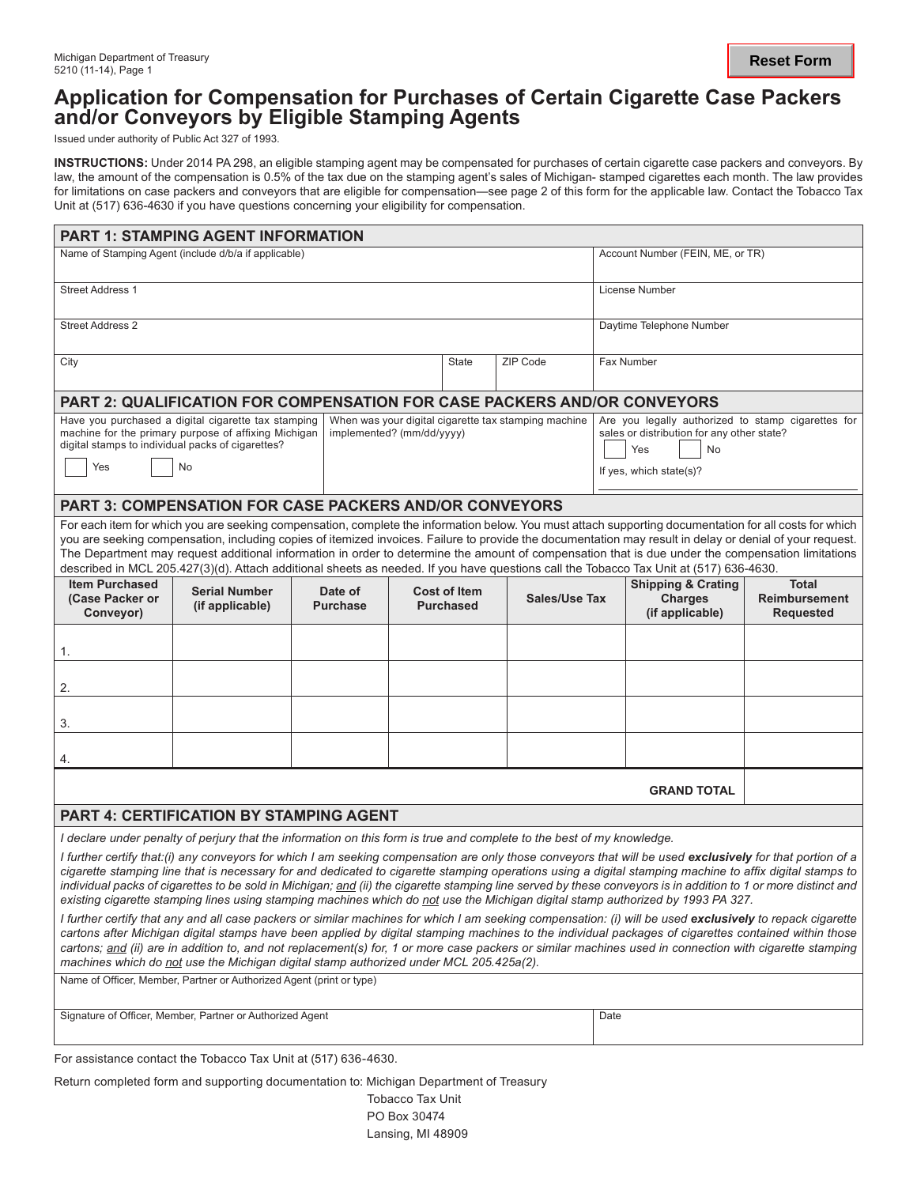Michigan Department of Treasury
5210 (11-14), Page 1

Reset Form

# Application for Compensation for Purchases of Certain Cigarette Case Packers and/or Conveyors by Eligible Stamping Agents

Issued under authority of Public Act 327 of 1993.

**INSTRUCTIONS:** Under 2014 PA 298, an eligible stamping agent may be compensated for purchases of certain cigarette case packers and conveyors. By law, the amount of the compensation is 0.5% of the tax due on the stamping agent's sales of Michigan- stamped cigarettes each month. The law provides for limitations on case packers and conveyors that are eligible for compensation—see page 2 of this form for the applicable law. Contact the Tobacco Tax Unit at (517) 636-4630 if you have questions concerning your eligibility for compensation.

## PART 1: STAMPING AGENT INFORMATION

| | | | |
|---|---|---|---|
| Name of Stamping Agent (include d/b/a if applicable) | | | Account Number (FEIN, ME, or TR) |
| Street Address 1 | | | License Number |
| Street Address 2 | | | Daytime Telephone Number |
| City | State | ZIP Code | Fax Number |

## PART 2: QUALIFICATION FOR COMPENSATION FOR CASE PACKERS AND/OR CONVEYORS

| | | |
|---|---|---|
| Have you purchased a digital cigarette tax stamping machine for the primary purpose of affixing Michigan digital stamps to individual packs of cigarettes? ☐ Yes ☐ No | When was your digital cigarette tax stamping machine implemented? (mm/dd/yyyy) | Are you legally authorized to stamp cigarettes for sales or distribution for any other state? ☐ Yes ☐ No If yes, which state(s)? |

## PART 3: COMPENSATION FOR CASE PACKERS AND/OR CONVEYORS

For each item for which you are seeking compensation, complete the information below. You must attach supporting documentation for all costs for which you are seeking compensation, including copies of itemized invoices. Failure to provide the documentation may result in delay or denial of your request. The Department may request additional information in order to determine the amount of compensation that is due under the compensation limitations described in MCL 205.427(3)(d). Attach additional sheets as needed. If you have questions call the Tobacco Tax Unit at (517) 636-4630.

| Item Purchased (Case Packer or Conveyor) | Serial Number (if applicable) | Date of Purchase | Cost of Item Purchased | Sales/Use Tax | Shipping & Crating Charges (if applicable) | Total Reimbursement Requested |
|---|---|---|---|---|---|---|
| 1. | | | | | | |
| 2. | | | | | | |
| 3. | | | | | | |
| 4. | | | | | | |
| | | | | | GRAND TOTAL | |

## PART 4: CERTIFICATION BY STAMPING AGENT

*I declare under penalty of perjury that the information on this form is true and complete to the best of my knowledge.*

*I further certify that:(i) any conveyors for which I am seeking compensation are only those conveyors that will be used* ***exclusively*** *for that portion of a cigarette stamping line that is necessary for and dedicated to cigarette stamping operations using a digital stamping machine to affix digital stamps to individual packs of cigarettes to be sold in Michigan; and (ii) the cigarette stamping line served by these conveyors is in addition to 1 or more distinct and existing cigarette stamping lines using stamping machines which do not use the Michigan digital stamp authorized by 1993 PA 327.*

*I further certify that any and all case packers or similar machines for which I am seeking compensation: (i) will be used* ***exclusively*** *to repack cigarette cartons after Michigan digital stamps have been applied by digital stamping machines to the individual packages of cigarettes contained within those cartons; and (ii) are in addition to, and not replacement(s) for, 1 or more case packers or similar machines used in connection with cigarette stamping machines which do not use the Michigan digital stamp authorized under MCL 205.425a(2).*

| | |
|---|---|
| Name of Officer, Member, Partner or Authorized Agent (print or type) | |
| Signature of Officer, Member, Partner or Authorized Agent | Date |

For assistance contact the Tobacco Tax Unit at (517) 636-4630.

Return completed form and supporting documentation to: Michigan Department of Treasury
Tobacco Tax Unit
PO Box 30474
Lansing, MI 48909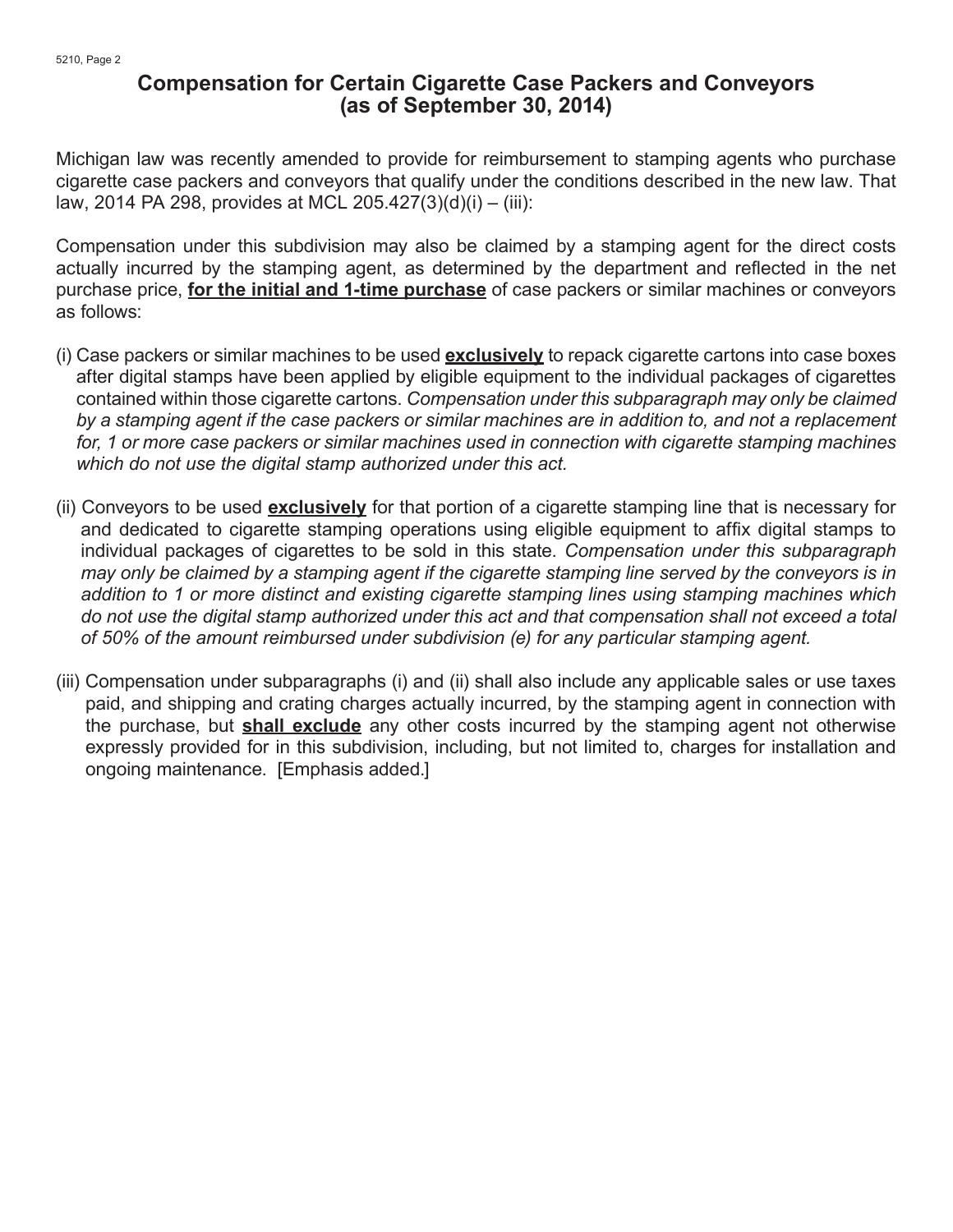## Compensation for Certain Cigarette Case Packers and Conveyors (as of September 30, 2014)

Michigan law was recently amended to provide for reimbursement to stamping agents who purchase cigarette case packers and conveyors that qualify under the conditions described in the new law. That law, 2014 PA 298, provides at MCL 205.427(3)(d)(i) – (iii):

Compensation under this subdivision may also be claimed by a stamping agent for the direct costs actually incurred by the stamping agent, as determined by the department and reflected in the net purchase price, **for the initial and 1-time purchase** of case packers or similar machines or conveyors as follows:

(i) Case packers or similar machines to be used **exclusively** to repack cigarette cartons into case boxes after digital stamps have been applied by eligible equipment to the individual packages of cigarettes contained within those cigarette cartons. *Compensation under this subparagraph may only be claimed by a stamping agent if the case packers or similar machines are in addition to, and not a replacement for, 1 or more case packers or similar machines used in connection with cigarette stamping machines which do not use the digital stamp authorized under this act.*

(ii) Conveyors to be used **exclusively** for that portion of a cigarette stamping line that is necessary for and dedicated to cigarette stamping operations using eligible equipment to affix digital stamps to individual packages of cigarettes to be sold in this state. *Compensation under this subparagraph may only be claimed by a stamping agent if the cigarette stamping line served by the conveyors is in addition to 1 or more distinct and existing cigarette stamping lines using stamping machines which do not use the digital stamp authorized under this act and that compensation shall not exceed a total of 50% of the amount reimbursed under subdivision (e) for any particular stamping agent.*

(iii) Compensation under subparagraphs (i) and (ii) shall also include any applicable sales or use taxes paid, and shipping and crating charges actually incurred, by the stamping agent in connection with the purchase, but **shall exclude** any other costs incurred by the stamping agent not otherwise expressly provided for in this subdivision, including, but not limited to, charges for installation and ongoing maintenance. [Emphasis added.]